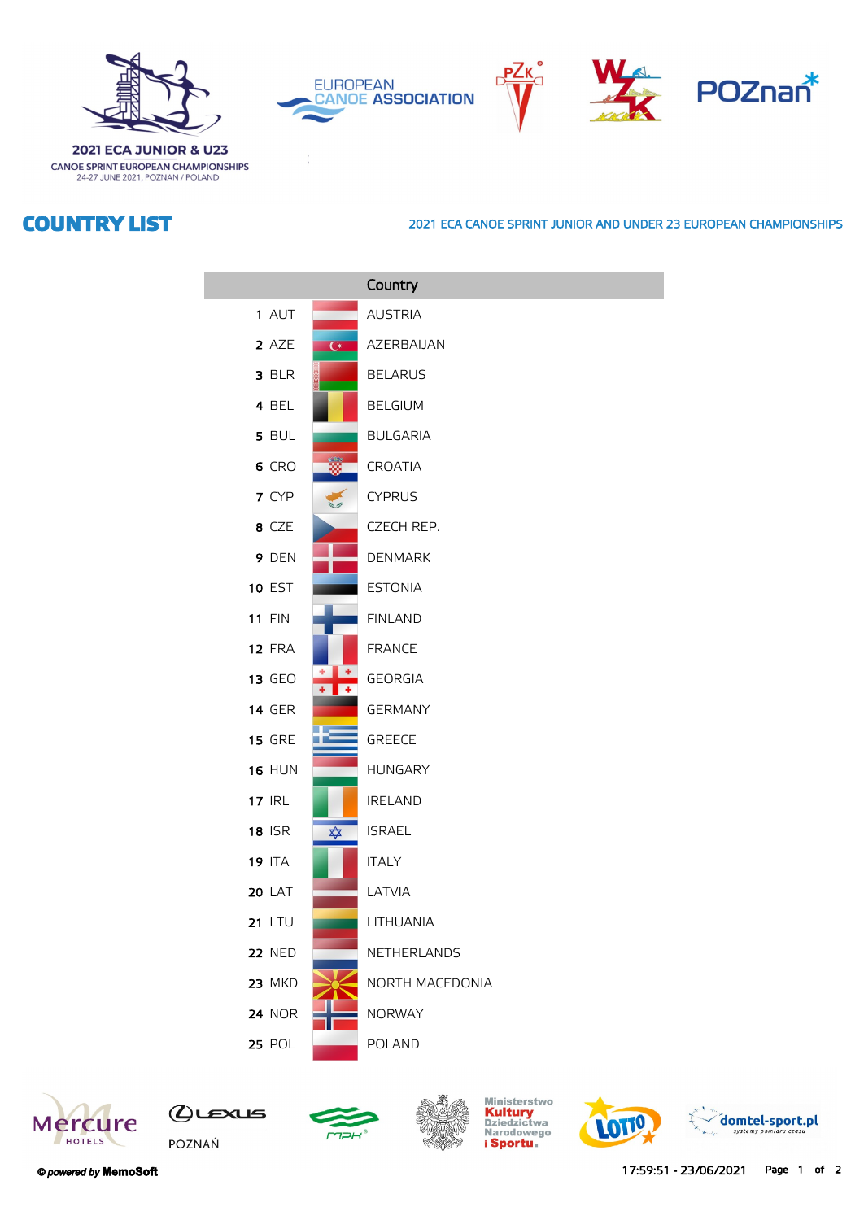2021 ECA JUNIOR & U23
CANOE SPRINT EUROPEAN CHAMPIONSHIPS
24-27 JUNE 2021, POZNAN / POLAND

# COUNTRY LIST

2021 ECA CANOE SPRINT JUNIOR AND UNDER 23 EUROPEAN CHAMPIONSHIPS

| | | Country |
|---|---|---|
| 1 | AUT | AUSTRIA |
| 2 | AZE | AZERBAIJAN |
| 3 | BLR | BELARUS |
| 4 | BEL | BELGIUM |
| 5 | BUL | BULGARIA |
| 6 | CRO | CROATIA |
| 7 | CYP | CYPRUS |
| 8 | CZE | CZECH REP. |
| 9 | DEN | DENMARK |
| 10 | EST | ESTONIA |
| 11 | FIN | FINLAND |
| 12 | FRA | FRANCE |
| 13 | GEO | GEORGIA |
| 14 | GER | GERMANY |
| 15 | GRE | GREECE |
| 16 | HUN | HUNGARY |
| 17 | IRL | IRELAND |
| 18 | ISR | ISRAEL |
| 19 | ITA | ITALY |
| 20 | LAT | LATVIA |
| 21 | LTU | LITHUANIA |
| 22 | NED | NETHERLANDS |
| 23 | MKD | NORTH MACEDONIA |
| 24 | NOR | NORWAY |
| 25 | POL | POLAND |

17:59:51 - 23/06/2021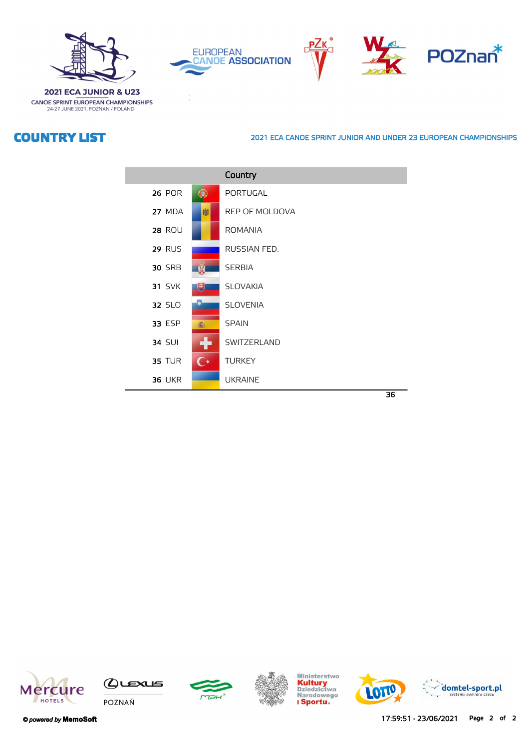## COUNTRY LIST

2021 ECA CANOE SPRINT JUNIOR AND UNDER 23 EUROPEAN CHAMPIONSHIPS

| | | Country |
|---|---|---|
| 26 | POR | PORTUGAL |
| 27 | MDA | REP OF MOLDOVA |
| 28 | ROU | ROMANIA |
| 29 | RUS | RUSSIAN FED. |
| 30 | SRB | SERBIA |
| 31 | SVK | SLOVAKIA |
| 32 | SLO | SLOVENIA |
| 33 | ESP | SPAIN |
| 34 | SUI | SWITZERLAND |
| 35 | TUR | TURKEY |
| 36 | UKR | UKRAINE |
| | | 36 |

© powered by MemoSoft

17:59:51 - 23/06/2021